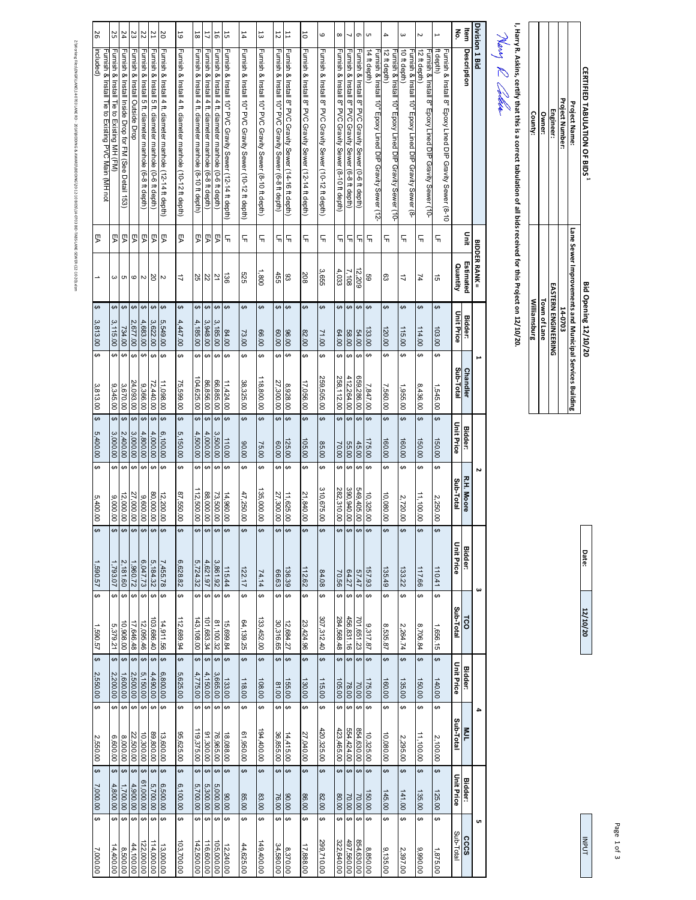# CERTIFIED TABULATION OF BIDS [1]

**Bid Opening 12/10/20**

**Date:** 12/10/20

INPUT

| | |
|---|---|
| **Project Name:** | Lane Sewer Improvements and Municipal Services Building |
| **Project Number:** | 14-0703 |
| **Engineer:** | EASTERN ENGINEERING |
| **Owner:** | Town of Lane |
| **County:** | Williamsburg |

**I, Harry R. Askins, certify that this is a correct tabulation of all bids received for this Project on 12/10/20.**

*Harry R. Askins*

| Division 1 Bid | | BIDDER RANK = | | 1 | | 2 | | 3 | | 4 | | 5 | |
|---|---|---|---|---|---|---|---|---|---|---|---|---|---|
| | | | | Bidder: | Chandler | Bidder: | R.H. Moore | Bidder: | TCO | Bidder: | MJL | Bidder: | CCCS |
| Item No. | Description | Unit | Estimated Quantity | Unit Price | Sub-Total | Unit Price | Sub-Total | Unit Price | Sub-Total | Unit Price | Sub-Total | Unit Price | Sub-Total |
| 1 | Furnish & Install 8" Epoxy Lined DIP Gravity Sewer (8-10 ft depth) | LF | 15 | $ 103.00 | $ 1,545.00 | $ 150.00 | $ 2,250.00 | $ 110.41 | $ 1,656.15 | $ 140.00 | $ 2,100.00 | $ 125.00 | $ 1,875.00 |
| 2 | Furnish & Install 8" Epoxy Lined DIP Gravity Sewer (10-12 ft depth) | LF | 74 | $ 114.00 | $ 8,436.00 | $ 150.00 | $ 11,100.00 | $ 117.66 | $ 8,706.84 | $ 150.00 | $ 11,100.00 | $ 135.00 | $ 9,990.00 |
| 3 | Furnish & Install 10" Epoxy Lined DIP Gravity Sewer (8-10 ft depth) | LF | 17 | $ 115.00 | $ 1,955.00 | $ 160.00 | $ 2,720.00 | $ 133.22 | $ 2,264.74 | $ 135.00 | $ 2,295.00 | $ 141.00 | $ 2,397.00 |
| 4 | Furnish & Install 10" Epoxy Lined DIP Gravity Sewer (10-12 ft depth) | LF | 63 | $ 120.00 | $ 7,560.00 | $ 160.00 | $ 10,080.00 | $ 135.49 | $ 8,535.87 | $ 160.00 | $ 10,080.00 | $ 145.00 | $ 9,135.00 |
| 5 | Furnish & Install 10" Epoxy Lined DIP Gravity Sewer (12-14 ft depth) | LF | 59 | $ 133.00 | $ 7,847.00 | $ 175.00 | $ 10,325.00 | $ 157.93 | $ 9,317.87 | $ 175.00 | $ 10,325.00 | $ 150.00 | $ 8,850.00 |
| 6 | Furnish & Install 8" PVC Gravity Sewer (0-6 ft depth) | LF | 12,209 | $ 54.00 | $ 659,286.00 | $ 45.00 | $ 549,405.00 | $ 57.47 | $ 701,651.23 | $ 70.00 | $ 854,630.00 | $ 70.00 | $ 854,630.00 |
| 7 | Furnish & Install 8" PVC Gravity Sewer (6-8 ft depth) | LF | 7,108 | $ 58.00 | $ 412,264.00 | $ 55.00 | $ 390,940.00 | $ 64.27 | $ 456,831.16 | $ 78.00 | $ 554,424.00 | $ 70.00 | $ 497,560.00 |
| 8 | Furnish & Install 8" PVC Gravity Sewer (8-10 ft depth) | LF | 4,033 | $ 64.00 | $ 258,112.00 | $ 70.00 | $ 282,310.00 | $ 70.56 | $ 284,568.48 | $ 105.00 | $ 423,465.00 | $ 80.00 | $ 322,640.00 |
| 9 | Furnish & Install 8" PVC Gravity Sewer (10-12 ft depth) | LF | 3,655 | $ 71.00 | $ 259,505.00 | $ 85.00 | $ 310,675.00 | $ 84.08 | $ 307,312.40 | $ 115.00 | $ 420,325.00 | $ 82.00 | $ 299,710.00 |
| 10 | Furnish & Install 8" PVC Gravity Sewer (12-14 ft depth) | LF | 208 | $ 82.00 | $ 17,056.00 | $ 105.00 | $ 21,840.00 | $ 112.62 | $ 23,424.96 | $ 130.00 | $ 27,040.00 | $ 86.00 | $ 17,888.00 |
| 11 | Furnish & Install 8" PVC Gravity Sewer (14-16 ft depth) | LF | 93 | $ 96.00 | $ 8,928.00 | $ 125.00 | $ 11,625.00 | $ 136.39 | $ 12,684.27 | $ 155.00 | $ 14,415.00 | $ 90.00 | $ 8,370.00 |
| 12 | Furnish & Install 10" PVC Gravity Sewer (6-8 ft depth) | LF | 455 | $ 60.00 | $ 27,300.00 | $ 60.00 | $ 27,300.00 | $ 66.63 | $ 30,316.65 | $ 81.00 | $ 36,855.00 | $ 76.00 | $ 34,580.00 |
| 13 | Furnish & Install 10" PVC Gravity Sewer (8-10 ft depth) | LF | 1,800 | $ 66.00 | $ 118,800.00 | $ 75.00 | $ 135,000.00 | $ 74.14 | $ 133,452.00 | $ 108.00 | $ 194,400.00 | $ 83.00 | $ 149,400.00 |
| 14 | Furnish & Install 10" PVC Gravity Sewer (10-12 ft depth) | LF | 525 | $ 73.00 | $ 38,325.00 | $ 90.00 | $ 47,250.00 | $ 122.17 | $ 64,139.25 | $ 118.00 | $ 61,950.00 | $ 85.00 | $ 44,625.00 |
| 15 | Furnish & Install 10" PVC Gravity Sewer (12-14 ft depth) | LF | 136 | $ 84.00 | $ 11,424.00 | $ 110.00 | $ 14,960.00 | $ 115.44 | $ 15,699.84 | $ 133.00 | $ 18,088.00 | $ 90.00 | $ 12,240.00 |
| 16 | Furnish & Install 4 ft. diameter manhole (0-6 ft depth) | EA | 21 | $ 3,185.00 | $ 66,885.00 | $ 3,500.00 | $ 73,500.00 | $ 3,861.92 | $ 81,100.32 | $ 3,665.00 | $ 76,965.00 | $ 5,000.00 | $ 105,000.00 |
| 17 | Furnish & Install 4 ft. diameter manhole (6-8 ft depth) | EA | 22 | $ 3,948.00 | $ 86,856.00 | $ 4,000.00 | $ 88,000.00 | $ 4,621.97 | $ 101,683.34 | $ 4,150.00 | $ 91,300.00 | $ 5,300.00 | $ 116,600.00 |
| 18 | Furnish & Install 4 ft. diameter manhole (8-10 ft depth) | EA | 25 | $ 4,185.00 | $ 104,625.00 | $ 4,500.00 | $ 112,500.00 | $ 5,724.32 | $ 143,108.00 | $ 4,775.00 | $ 119,375.00 | $ 5,700.00 | $ 142,500.00 |
| 19 | Furnish & Install 4 ft. diameter manhole (10-12 ft depth) | EA | 17 | $ 4,447.00 | $ 75,599.00 | $ 5,150.00 | $ 87,550.00 | $ 6,628.82 | $ 112,689.94 | $ 5,625.00 | $ 95,625.00 | $ 6,100.00 | $ 103,700.00 |
| 20 | Furnish & Install 4 ft. diameter manhole (12-14 ft depth) | EA | 2 | $ 5,549.00 | $ 11,098.00 | $ 6,100.00 | $ 12,200.00 | $ 7,455.78 | $ 14,911.56 | $ 6,800.00 | $ 13,600.00 | $ 6,500.00 | $ 13,000.00 |
| 21 | Furnish & Install 5 ft. diameter manhole (0-6 ft depth) | EA | 20 | $ 3,622.00 | $ 72,440.00 | $ 4,000.00 | $ 80,000.00 | $ 5,184.32 | $ 103,686.40 | $ 4,490.00 | $ 89,800.00 | $ 5,700.00 | $ 114,000.00 |
| 22 | Furnish & Install 5 ft. diameter manhole (6-8 ft depth) | EA | 2 | $ 4,683.00 | $ 9,366.00 | $ 4,800.00 | $ 9,600.00 | $ 6,047.73 | $ 12,095.46 | $ 5,150.00 | $ 10,300.00 | $ 61,000.00 | $ 122,000.00 |
| 23 | Furnish & Install Outside Drop | EA | 9 | $ 2,677.00 | $ 24,093.00 | $ 3,000.00 | $ 27,000.00 | $ 1,960.72 | $ 17,646.48 | $ 2,500.00 | $ 22,500.00 | $ 4,900.00 | $ 44,100.00 |
| 24 | Furnish & Install Inside Drop for FM (See Detail 153) | EA | 5 | $ 734.00 | $ 3,670.00 | $ 2,400.00 | $ 12,000.00 | $ 2,181.60 | $ 10,908.00 | $ 1,600.00 | $ 8,000.00 | $ 1,700.00 | $ 8,500.00 |
| 25 | Furnish & Install Tie to Existing MH (FM) | EA | 3 | $ 3,115.00 | $ 9,345.00 | $ 3,000.00 | $ 9,000.00 | $ 1,793.07 | $ 5,379.21 | $ 2,200.00 | $ 6,600.00 | $ 4,800.00 | $ 14,400.00 |
| 26 | Furnish & Install Tie to Existing PVC Main (MH not included) | EA | 1 | $ 3,813.00 | $ 3,813.00 | $ 5,400.00 | $ 5,400.00 | $ 1,590.57 | $ 1,590.57 | $ 2,550.00 | $ 2,550.00 | $ 7,000.00 | $ 7,000.00 |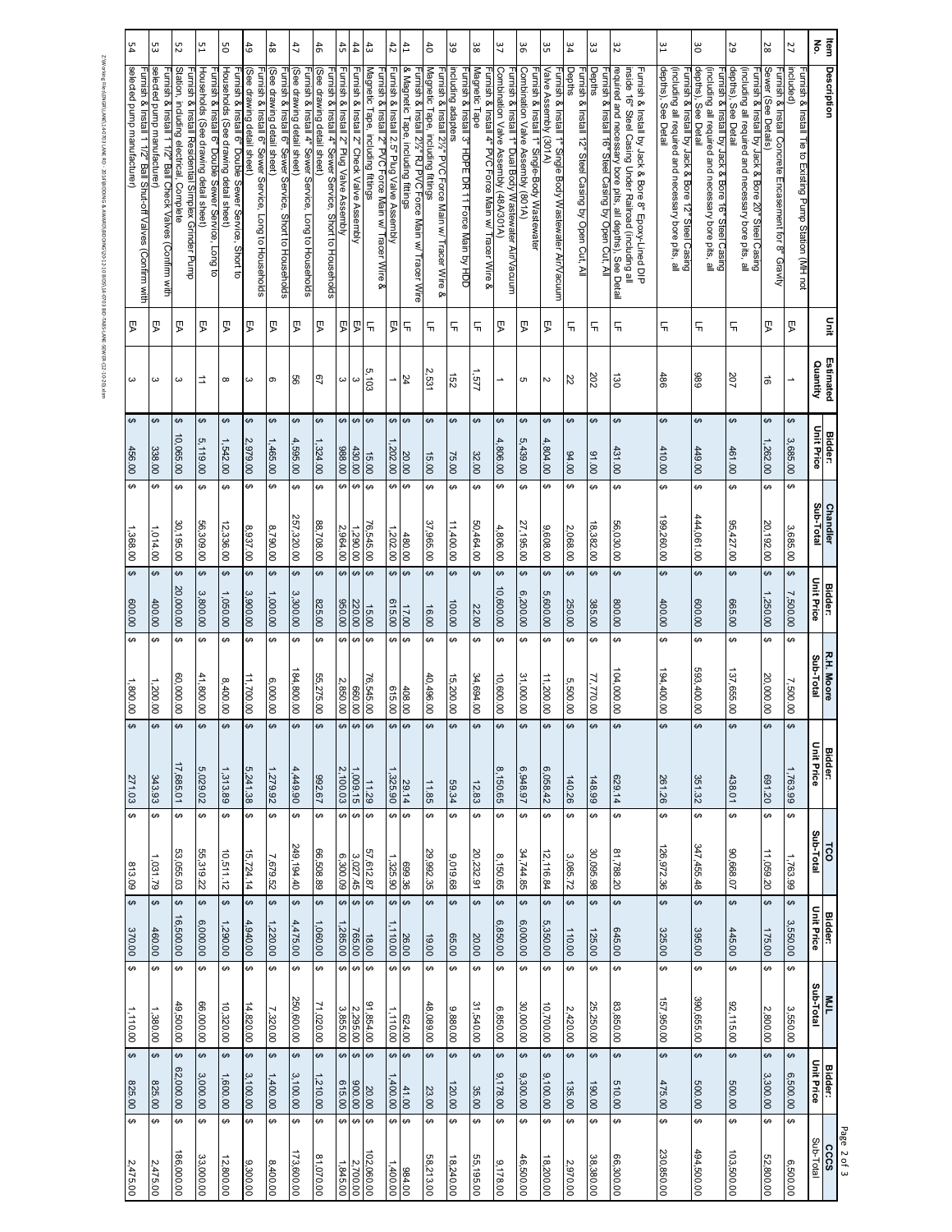| Item No. | Description | Unit | Estimated Quantity | Bidder: Chandler Unit Price | Chandler Sub-Total | Bidder: R.H. Moore Unit Price | R.H. Moore Sub-Total | Bidder: TCO Unit Price | TCO Sub-Total | Bidder: MJL Unit Price | MJL Sub-Total | Bidder: CCCS Unit Price | CCCS Sub-Total |
|---|---|---|---|---|---|---|---|---|---|---|---|---|---|
| 27 | Furnish & Install Tie to Existing Pump Station (MH not included) | EA | 1 | $ 3,685.00 | $ 3,685.00 | $ 7,500.00 | $ 7,500.00 | $ 1,763.99 | $ 1,763.99 | $ 3,550.00 | $ 3,550.00 | $ 6,500.00 | $ 6,500.00 |
| 28 | Furnish & Install Concrete Encasement for 8" Gravity Sewer (See Details) | EA | 16 | $ 1,262.00 | $ 20,192.00 | $ 1,250.00 | $ 20,000.00 | $ 691.20 | $ 11,059.20 | $ 175.00 | $ 2,800.00 | $ 3,300.00 | $ 52,800.00 |
| 29 | Furnish & Install by Jack & Bore 20" Steel Casing (including all required and necessary bore pits, all depths), See Detail | LF | 207 | $ 461.00 | $ 95,427.00 | $ 665.00 | $ 137,655.00 | $ 438.01 | $ 90,668.07 | $ 445.00 | $ 92,115.00 | $ 500.00 | $ 103,500.00 |
| 30 | Furnish & Install by Jack & Bore 16" Steel Casing (including all required and necessary bore pits, all depths), See Detail | LF | 989 | $ 449.00 | $ 444,061.00 | $ 600.00 | $ 593,400.00 | $ 351.32 | $ 347,455.48 | $ 395.00 | $ 390,655.00 | $ 500.00 | $ 494,500.00 |
| 31 | Furnish & Install by Jack & Bore 12" Steel Casing (including all required and necessary bore pits, all depths), See Detail | LF | 486 | $ 410.00 | $ 199,260.00 | $ 400.00 | $ 194,400.00 | $ 261.26 | $ 126,972.36 | $ 325.00 | $ 157,950.00 | $ 475.00 | $ 230,850.00 |
| 32 | Furnish & Install by Jack & Bore 8" Epoxy-Lined DIP inside 16" Steel Casing Under Railroad (including all required and necessary bore pits, all depths), See Detail | LF | 130 | $ 431.00 | $ 56,030.00 | $ 800.00 | $ 104,000.00 | $ 629.14 | $ 81,788.20 | $ 645.00 | $ 83,850.00 | $ 510.00 | $ 66,300.00 |
| 33 | Furnish & Install 16" Steel Casing by Open Cut, All Depths | LF | 202 | $ 91.00 | $ 18,382.00 | $ 385.00 | $ 77,770.00 | $ 148.99 | $ 30,095.98 | $ 125.00 | $ 25,250.00 | $ 190.00 | $ 38,380.00 |
| 34 | Furnish & Install 12" Steel Casing by Open Cut, All Depths | LF | 22 | $ 94.00 | $ 2,068.00 | $ 250.00 | $ 5,500.00 | $ 140.26 | $ 3,085.72 | $ 110.00 | $ 2,420.00 | $ 135.00 | $ 2,970.00 |
| 35 | Furnish & Install 1" Single Body Wastewater Air/Vacuum Valve Assembly (301A) | EA | 2 | $ 4,804.00 | $ 9,608.00 | $ 5,600.00 | $ 11,200.00 | $ 6,058.42 | $ 12,116.84 | $ 5,350.00 | $ 10,700.00 | $ 9,100.00 | $ 18,200.00 |
| 36 | Furnish & Install 1" Single-Body Wastewater Combination Valve Assembly (801A) | EA | 5 | $ 5,439.00 | $ 27,195.00 | $ 6,200.00 | $ 31,000.00 | $ 6,948.97 | $ 34,744.85 | $ 6,000.00 | $ 30,000.00 | $ 9,300.00 | $ 46,500.00 |
| 37 | Furnish & Install 1" Dual Body Wastewater Air/Vacuum Combination Valve Assembly (48A/301A) | EA | 1 | $ 4,806.00 | $ 4,806.00 | $ 10,600.00 | $ 10,600.00 | $ 8,150.65 | $ 8,150.65 | $ 6,850.00 | $ 6,850.00 | $ 9,178.00 | $ 9,178.00 |
| 38 | Furnish & Install 4" PVC Force Main w/ Tracer Wire & Magnetic Tape | LF | 1,577 | $ 32.00 | $ 50,464.00 | $ 22.00 | $ 34,694.00 | $ 12.83 | $ 20,232.91 | $ 20.00 | $ 31,540.00 | $ 35.00 | $ 55,195.00 |
| 39 | Furnish & Install 3" HDPE DR 11 Force Main by HDD including adapters | LF | 152 | $ 75.00 | $ 11,400.00 | $ 100.00 | $ 15,200.00 | $ 59.34 | $ 9,019.68 | $ 65.00 | $ 9,880.00 | $ 120.00 | $ 18,240.00 |
| 40 | Furnish & Install 2½" PVC Force Main w/ Tracer Wire & Magnetic Tape, including fittings | LF | 2,531 | $ 15.00 | $ 37,965.00 | $ 16.00 | $ 40,496.00 | $ 11.85 | $ 29,992.35 | $ 19.00 | $ 48,089.00 | $ 23.00 | $ 58,213.00 |
| 41 | Furnish & Install 2½" RJ PVC Force Main w/ Tracer Wire & Magnetic Tape, including fittings | LF | 24 | $ 20.00 | $ 480.00 | $ 17.00 | $ 408.00 | $ 29.14 | $ 699.36 | $ 26.00 | $ 624.00 | $ 41.00 | $ 984.00 |
| 42 | Furnish & Install 2.5" Plug Valve Assembly | EA | 1 | $ 1,202.00 | $ 1,202.00 | $ 615.00 | $ 615.00 | $ 1,325.90 | $ 1,325.90 | $ 1,110.00 | $ 1,110.00 | $ 1,400.00 | $ 1,400.00 |
| 43 | Furnish & Install 2" PVC Force Main w/ Tracer Wire & Magnetic Tape, including fittings | LF | 5,103 | $ 15.00 | $ 76,545.00 | $ 15.00 | $ 76,545.00 | $ 11.29 | $ 57,612.87 | $ 18.00 | $ 91,854.00 | $ 20.00 | $ 102,060.00 |
| 44 | Furnish & Install 2" Check Valve Assembly | EA | 3 | $ 430.00 | $ 1,290.00 | $ 220.00 | $ 660.00 | $ 1,009.15 | $ 3,027.45 | $ 765.00 | $ 2,295.00 | $ 900.00 | $ 2,700.00 |
| 45 | Furnish & Install 2" Plug Valve Assembly | EA | 3 | $ 988.00 | $ 2,964.00 | $ 950.00 | $ 2,850.00 | $ 2,100.03 | $ 6,300.09 | $ 1,285.00 | $ 3,855.00 | $ 615.00 | $ 1,845.00 |
| 46 | Furnish & Install 4" Sewer Service, Short to Households (See drawing detail sheet) | EA | 67 | $ 1,324.00 | $ 88,708.00 | $ 825.00 | $ 55,275.00 | $ 992.67 | $ 66,508.89 | $ 1,060.00 | $ 71,020.00 | $ 1,210.00 | $ 81,070.00 |
| 47 | Furnish & Install 4" Sewer Service, Long to Households (See drawing detail sheet) | EA | 56 | $ 4,595.00 | $ 257,320.00 | $ 3,300.00 | $ 184,800.00 | $ 4,449.90 | $ 249,194.40 | $ 4,475.00 | $ 250,600.00 | $ 3,100.00 | $ 173,600.00 |
| 48 | Furnish & Install 6" Sewer Service, Short to Households (See drawing detail sheet) | EA | 6 | $ 1,465.00 | $ 8,790.00 | $ 1,000.00 | $ 6,000.00 | $ 1,279.92 | $ 7,679.52 | $ 1,220.00 | $ 7,320.00 | $ 1,400.00 | $ 8,400.00 |
| 49 | Furnish & Install 6" Sewer Service, Long to Households (See drawing detail sheet) | EA | 3 | $ 2,979.00 | $ 8,937.00 | $ 3,900.00 | $ 11,700.00 | $ 5,241.38 | $ 15,724.14 | $ 4,940.00 | $ 14,820.00 | $ 3,100.00 | $ 9,300.00 |
| 50 | Furnish & Install 6" Double Sewer Service, Short to Households (See drawing detail sheet) | EA | 8 | $ 1,542.00 | $ 12,336.00 | $ 1,050.00 | $ 8,400.00 | $ 1,313.89 | $ 10,511.12 | $ 1,290.00 | $ 10,320.00 | $ 1,600.00 | $ 12,800.00 |
| 51 | Furnish & Install 6" Double Sewer Service, Long to Households (See drawing detail sheet) | EA | 11 | $ 5,119.00 | $ 56,309.00 | $ 3,800.00 | $ 41,800.00 | $ 5,029.02 | $ 55,319.22 | $ 6,000.00 | $ 66,000.00 | $ 3,000.00 | $ 33,000.00 |
| 52 | Furnish & Install Residential Simplex Grinder Pump Station, including electrical, Complete | EA | 3 | $ 10,065.00 | $ 30,195.00 | $ 20,000.00 | $ 60,000.00 | $ 17,685.01 | $ 53,055.03 | $ 16,500.00 | $ 49,500.00 | $ 62,000.00 | $ 186,000.00 |
| 53 | Furnish & Install 1 1/2" Ball Check Valves (Confirm with selected pump manufacturer) | EA | 3 | $ 338.00 | $ 1,014.00 | $ 400.00 | $ 1,200.00 | $ 343.93 | $ 1,031.79 | $ 460.00 | $ 1,380.00 | $ 825.00 | $ 2,475.00 |
| 54 | Furnish & Install 1 1/2" Ball Shut-off Valves (Confirm with selected pump manufacturer) | EA | 3 | $ 456.00 | $ 1,368.00 | $ 600.00 | $ 1,800.00 | $ 271.03 | $ 813.09 | $ 370.00 | $ 1,110.00 | $ 825.00 | $ 2,475.00 |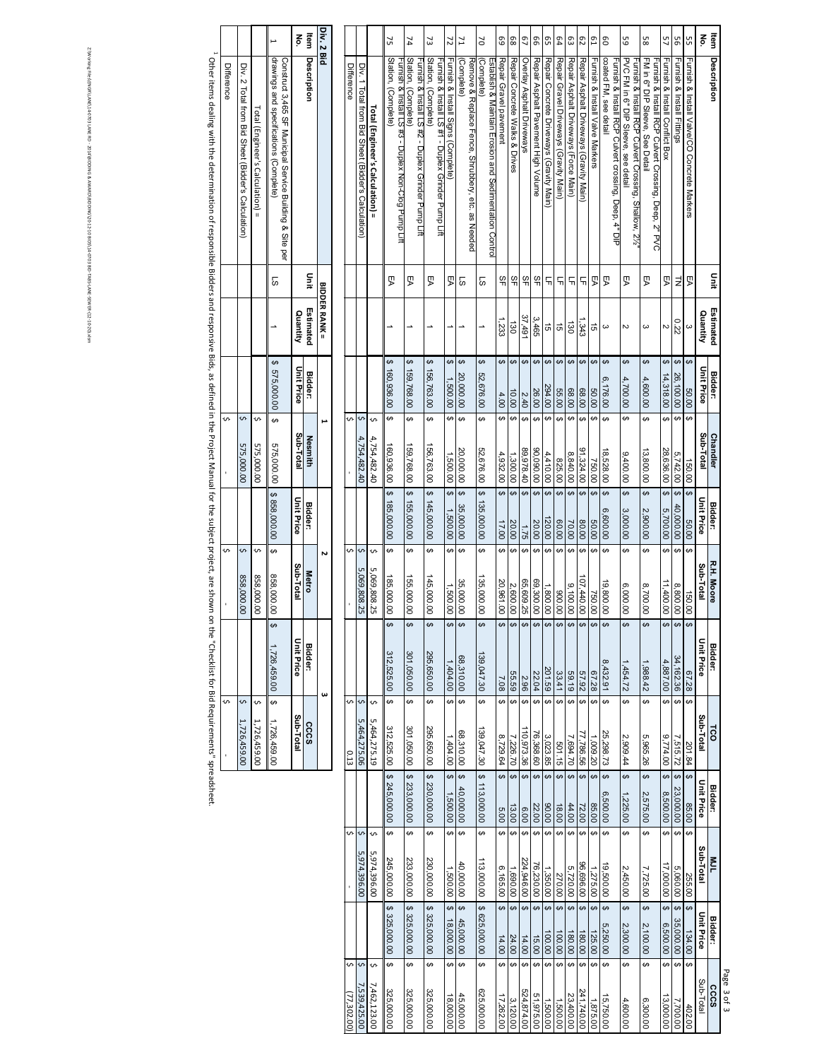| Item No. | Description | Unit | Estimated Quantity | Bidder: Chandler Unit Price | Chandler Sub-Total | Bidder: R.H. Moore Unit Price | R.H. Moore Sub-Total | Bidder: TCO Unit Price | TCO Sub-Total | Bidder: MJL Unit Price | MJL Sub-Total | Bidder: CCCS Unit Price | CCCS Sub-Total |
|---|---|---|---|---|---|---|---|---|---|---|---|---|---|
| 55 | Furnish & Install Valve/CO Concrete Markers | EA | 3 | $ 50.00 | $ 150.00 | $ 50.00 | $ 150.00 | $ 67.28 | $ 201.84 | $ 85.00 | $ 255.00 | $ 134.00 | $ 402.00 |
| 56 | Furnish & Install Fittings | TN | 0.22 | $ 26,100.00 | $ 5,742.00 | $ 40,000.00 | $ 8,800.00 | $ 34,162.36 | $ 7,515.72 | $ 23,000.00 | $ 5,060.00 | $ 35,000.00 | $ 7,700.00 |
| 57 | Furnish & Install Conflict Box | EA | 2 | $ 14,318.00 | $ 28,636.00 | $ 5,700.00 | $ 11,400.00 | $ 4,887.00 | $ 9,774.00 | $ 8,500.00 | $ 17,000.00 | $ 6,500.00 | $ 13,000.00 |
| 58 | Furnish & Install RCP Culvert Crossing, Deep, 2" PVC FM in 6" DIP Sleeve, See Detail | EA | 3 | $ 4,600.00 | $ 13,800.00 | $ 2,900.00 | $ 8,700.00 | $ 1,988.42 | $ 5,965.26 | $ 2,575.00 | $ 7,725.00 | $ 2,100.00 | $ 6,300.00 |
| 59 | Furnish & Install RCP Culvert Crossing, Shallow, 2½" PVC FM in 6" DIP Sleeve, see detail | EA | 2 | $ 4,700.00 | $ 9,400.00 | $ 3,000.00 | $ 6,000.00 | $ 1,454.72 | $ 2,909.44 | $ 1,225.00 | $ 2,450.00 | $ 2,300.00 | $ 4,600.00 |
| 60 | Furnish & Install RCP Culvert crossing, Deep, 4" DIP coated FM, see detail | EA | 3 | $ 6,176.00 | $ 18,528.00 | $ 6,600.00 | $ 19,800.00 | $ 8,432.91 | $ 25,298.73 | $ 6,500.00 | $ 19,500.00 | $ 5,250.00 | $ 15,750.00 |
| 61 | Furnish & Install Valve Markers | EA | 15 | $ 50.00 | $ 750.00 | $ 50.00 | $ 750.00 | $ 67.28 | $ 1,009.20 | $ 85.00 | $ 1,275.00 | $ 125.00 | $ 1,875.00 |
| 62 | Repair Asphalt Driveways (Gravity Main) | LF | 1,343 | $ 68.00 | $ 91,324.00 | $ 80.00 | $ 107,440.00 | $ 57.92 | $ 77,786.56 | $ 72.00 | $ 96,696.00 | $ 180.00 | $ 241,740.00 |
| 63 | Repair Asphalt Driveways (Force Main) | LF | 130 | $ 68.00 | $ 8,840.00 | $ 70.00 | $ 9,100.00 | $ 59.19 | $ 7,694.70 | $ 44.00 | $ 5,720.00 | $ 180.00 | $ 23,400.00 |
| 64 | Repair Gravel Driveways (Gravity Main) | LF | 15 | $ 55.00 | $ 825.00 | $ 60.00 | $ 900.00 | $ 33.41 | $ 501.15 | $ 18.00 | $ 270.00 | $ 100.00 | $ 1,500.00 |
| 65 | Repair Concrete Driveways (Gravity Main) | LF | 15 | $ 294.00 | $ 4,410.00 | $ 120.00 | $ 1,800.00 | $ 201.59 | $ 3,023.85 | $ 90.00 | $ 1,350.00 | $ 100.00 | $ 1,500.00 |
| 66 | Repair Asphalt Pavement High Volume | SF | 3,465 | $ 26.00 | $ 90,090.00 | $ 20.00 | $ 69,300.00 | $ 22.04 | $ 76,368.60 | $ 22.00 | $ 76,230.00 | $ 15.00 | $ 51,975.00 |
| 67 | Overlay Asphalt Driveways | SF | 37,491 | $ 2.40 | $ 89,978.40 | $ 1.75 | $ 65,609.25 | $ 2.96 | $ 110,973.36 | $ 6.00 | $ 224,946.00 | $ 14.00 | $ 524,874.00 |
| 68 | Repair Concrete Walks & Drives | SF | 130 | $ 10.00 | $ 1,300.00 | $ 20.00 | $ 2,600.00 | $ 55.59 | $ 7,226.70 | $ 13.00 | $ 1,690.00 | $ 24.00 | $ 3,120.00 |
| 69 | Repair Gravel pavement | SF | 1,233 | $ 4.00 | $ 4,932.00 | $ 17.00 | $ 20,961.00 | $ 7.08 | $ 8,729.64 | $ 5.00 | $ 6,165.00 | $ 14.00 | $ 17,262.00 |
| 70 | Establish & Maintain Erosion and Sedimentation Control (Complete) | LS | 1 | $ 52,676.00 | $ 52,676.00 | $ 135,000.00 | $ 135,000.00 | $ 139,047.30 | $ 139,047.30 | $ 113,000.00 | $ 113,000.00 | $ 625,000.00 | $ 625,000.00 |
| 71 | Remove & Replace Fence, Shrubbery, etc. as Needed (Complete) | LS | 1 | $ 20,000.00 | $ 20,000.00 | $ 35,000.00 | $ 35,000.00 | $ 68,310.00 | $ 68,310.00 | $ 40,000.00 | $ 40,000.00 | $ 45,000.00 | $ 45,000.00 |
| 72 | Furnish & Install Signs (Complete) | EA | 1 | $ 1,500.00 | $ 1,500.00 | $ 1,500.00 | $ 1,500.00 | $ 1,404.00 | $ 1,404.00 | $ 1,500.00 | $ 1,500.00 | $ 18,000.00 | $ 18,000.00 |
| 73 | Furnish & Install LS #1 - Duplex Grinder Pump Lift Station, (Complete) | EA | 1 | $ 156,763.00 | $ 156,763.00 | $ 145,000.00 | $ 145,000.00 | $ 295,650.00 | $ 295,650.00 | $ 230,000.00 | $ 230,000.00 | $ 325,000.00 | $ 325,000.00 |
| 74 | Furnish & Install LS #2 - Duplex Grinder Pump Lift Station, (Complete) | EA | 1 | $ 159,768.00 | $ 159,768.00 | $ 155,000.00 | $ 155,000.00 | $ 301,050.00 | $ 301,050.00 | $ 233,000.00 | $ 233,000.00 | $ 325,000.00 | $ 325,000.00 |
| 75 | Furnish & Install LS #3 - Duplex Non-Clog Pump Lift Station, (Complete) | EA | 1 | $ 160,936.00 | $ 160,936.00 | $ 185,000.00 | $ 185,000.00 | $ 312,525.00 | $ 312,525.00 | $ 245,000.00 | $ 245,000.00 | $ 325,000.00 | $ 325,000.00 |
| | **Total (Engineer's Calculation) =** | | | | $ 4,754,482.40 | | $ 5,069,808.25 | | $ 5,464,275.19 | | $ 5,974,396.00 | | $ 7,462,123.00 |
| | Div. 1 Total from Bid Sheet (Bidder's Calculation) | | | | $ 4,754,482.40 | | $ 5,069,808.25 | | $ 5,464,275.06 | | $ 5,974,396.00 | | $ 7,539,425.00 |
| | Difference | | | | $ - | | $ - | | 0.13 | | $ - | | $ (77,302.00) |

| Div. 2 Bid | | BIDDER RANK = | | 1 | | 2 | | 3 | |
|---|---|---|---|---|---|---|---|---|---|
| Item No. | Description | Unit | Estimated Quantity | Bidder: Nesmith Unit Price | Nesmith Sub-Total | Bidder: Metro Unit Price | Metro Sub-Total | Bidder: CCCS Unit Price | CCCS Sub-Total |
| 1 | Construct 3,465 SF Municipal Service Building & Site per drawings and specifications (Complete) | LS | 1 | $ 575,000.00 | $ 575,000.00 | $ 858,000.00 | $ 858,000.00 | $ 1,726,459.00 | $ 1,726,459.00 |
| | Total (Engineer's Calculation) = | | | | $ 575,000.00 | | $ 858,000.00 | | $ 1,726,459.00 |
| | Div. 2 Total from Bid Sheet (Bidder's Calculation) | | | | $ 575,000.00 | | $ 858,000.00 | | $ 1,726,459.00 |
| | Difference | | | | $ - | | $ - | | $ - |

[1] Other items dealing with the determination of responsible Bidders and responsive bids, as defined in the Project Manual for the subject project, are shown on the "Checklist for Bid Requirements" spreadsheet.